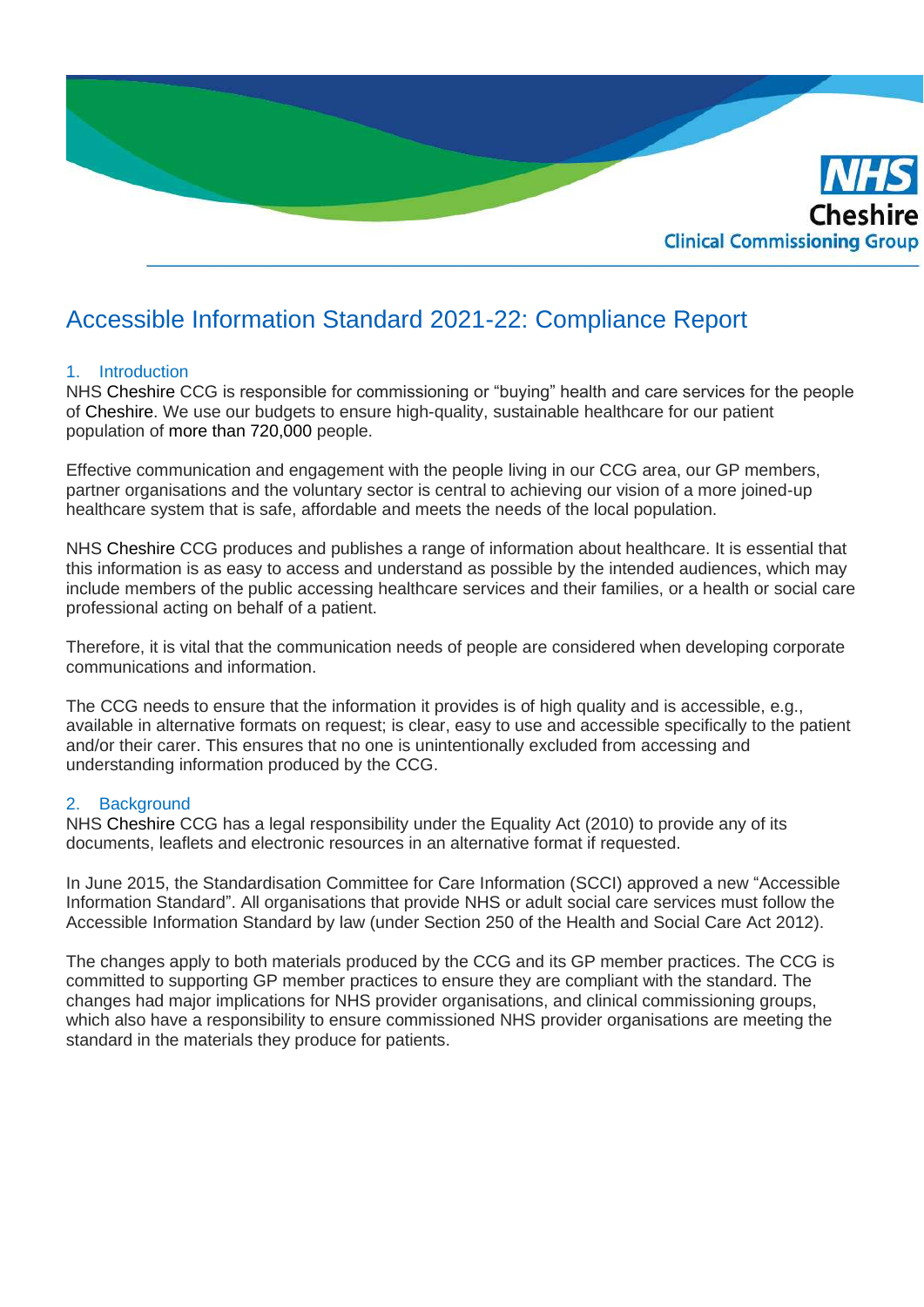NHS Cheshire Clinical Commissioning Group

# Accessible Information Standard 2021-22: Compliance Report

## 1. Introduction

NHS Cheshire CCG is responsible for commissioning or "buying" health and care services for the people of Cheshire. We use our budgets to ensure high-quality, sustainable healthcare for our patient population of more than 720,000 people.

Effective communication and engagement with the people living in our CCG area, our GP members, partner organisations and the voluntary sector is central to achieving our vision of a more joined-up healthcare system that is safe, affordable and meets the needs of the local population.

NHS Cheshire CCG produces and publishes a range of information about healthcare. It is essential that this information is as easy to access and understand as possible by the intended audiences, which may include members of the public accessing healthcare services and their families, or a health or social care professional acting on behalf of a patient.

Therefore, it is vital that the communication needs of people are considered when developing corporate communications and information.

The CCG needs to ensure that the information it provides is of high quality and is accessible, e.g., available in alternative formats on request; is clear, easy to use and accessible specifically to the patient and/or their carer. This ensures that no one is unintentionally excluded from accessing and understanding information produced by the CCG.

## 2. Background

NHS Cheshire CCG has a legal responsibility under the Equality Act (2010) to provide any of its documents, leaflets and electronic resources in an alternative format if requested.

In June 2015, the Standardisation Committee for Care Information (SCCI) approved a new "Accessible Information Standard". All organisations that provide NHS or adult social care services must follow the Accessible Information Standard by law (under Section 250 of the Health and Social Care Act 2012).

The changes apply to both materials produced by the CCG and its GP member practices. The CCG is committed to supporting GP member practices to ensure they are compliant with the standard. The changes had major implications for NHS provider organisations, and clinical commissioning groups, which also have a responsibility to ensure commissioned NHS provider organisations are meeting the standard in the materials they produce for patients.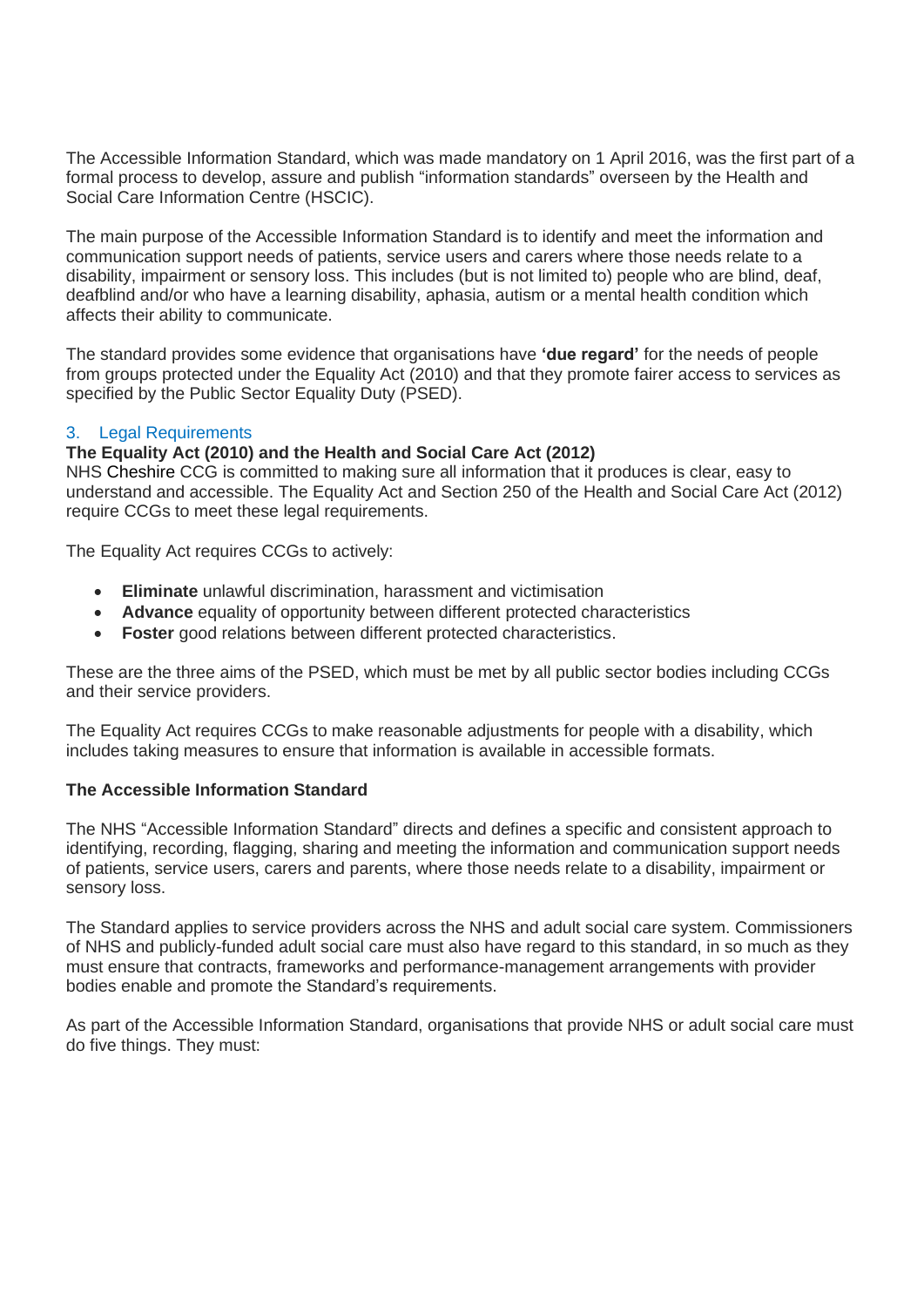The Accessible Information Standard, which was made mandatory on 1 April 2016, was the first part of a formal process to develop, assure and publish "information standards" overseen by the Health and Social Care Information Centre (HSCIC).

The main purpose of the Accessible Information Standard is to identify and meet the information and communication support needs of patients, service users and carers where those needs relate to a disability, impairment or sensory loss. This includes (but is not limited to) people who are blind, deaf, deafblind and/or who have a learning disability, aphasia, autism or a mental health condition which affects their ability to communicate.

The standard provides some evidence that organisations have **'due regard'** for the needs of people from groups protected under the Equality Act (2010) and that they promote fairer access to services as specified by the Public Sector Equality Duty (PSED).

## 3. Legal Requirements

**The Equality Act (2010) and the Health and Social Care Act (2012)**

NHS Cheshire CCG is committed to making sure all information that it produces is clear, easy to understand and accessible. The Equality Act and Section 250 of the Health and Social Care Act (2012) require CCGs to meet these legal requirements.

The Equality Act requires CCGs to actively:

- **Eliminate** unlawful discrimination, harassment and victimisation
- **Advance** equality of opportunity between different protected characteristics
- **Foster** good relations between different protected characteristics.

These are the three aims of the PSED, which must be met by all public sector bodies including CCGs and their service providers.

The Equality Act requires CCGs to make reasonable adjustments for people with a disability, which includes taking measures to ensure that information is available in accessible formats.

**The Accessible Information Standard**

The NHS "Accessible Information Standard" directs and defines a specific and consistent approach to identifying, recording, flagging, sharing and meeting the information and communication support needs of patients, service users, carers and parents, where those needs relate to a disability, impairment or sensory loss.

The Standard applies to service providers across the NHS and adult social care system. Commissioners of NHS and publicly-funded adult social care must also have regard to this standard, in so much as they must ensure that contracts, frameworks and performance-management arrangements with provider bodies enable and promote the Standard's requirements.

As part of the Accessible Information Standard, organisations that provide NHS or adult social care must do five things. They must: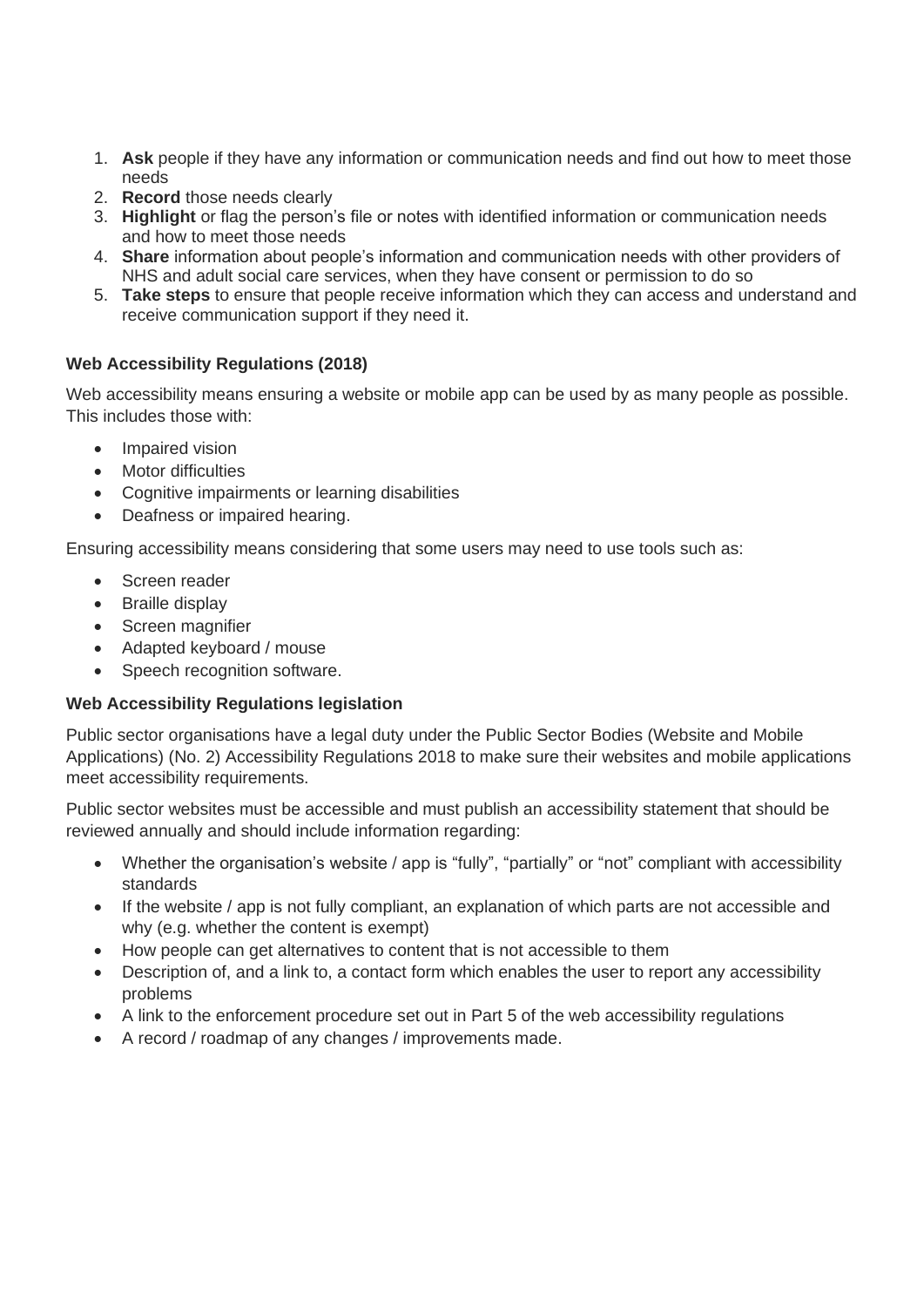1. **Ask** people if they have any information or communication needs and find out how to meet those needs
2. **Record** those needs clearly
3. **Highlight** or flag the person's file or notes with identified information or communication needs and how to meet those needs
4. **Share** information about people's information and communication needs with other providers of NHS and adult social care services, when they have consent or permission to do so
5. **Take steps** to ensure that people receive information which they can access and understand and receive communication support if they need it.

**Web Accessibility Regulations (2018)**

Web accessibility means ensuring a website or mobile app can be used by as many people as possible. This includes those with:

- Impaired vision
- Motor difficulties
- Cognitive impairments or learning disabilities
- Deafness or impaired hearing.

Ensuring accessibility means considering that some users may need to use tools such as:

- Screen reader
- Braille display
- Screen magnifier
- Adapted keyboard / mouse
- Speech recognition software.

**Web Accessibility Regulations legislation**

Public sector organisations have a legal duty under the Public Sector Bodies (Website and Mobile Applications) (No. 2) Accessibility Regulations 2018 to make sure their websites and mobile applications meet accessibility requirements.

Public sector websites must be accessible and must publish an accessibility statement that should be reviewed annually and should include information regarding:

- Whether the organisation's website / app is "fully", "partially" or "not" compliant with accessibility standards
- If the website / app is not fully compliant, an explanation of which parts are not accessible and why (e.g. whether the content is exempt)
- How people can get alternatives to content that is not accessible to them
- Description of, and a link to, a contact form which enables the user to report any accessibility problems
- A link to the enforcement procedure set out in Part 5 of the web accessibility regulations
- A record / roadmap of any changes / improvements made.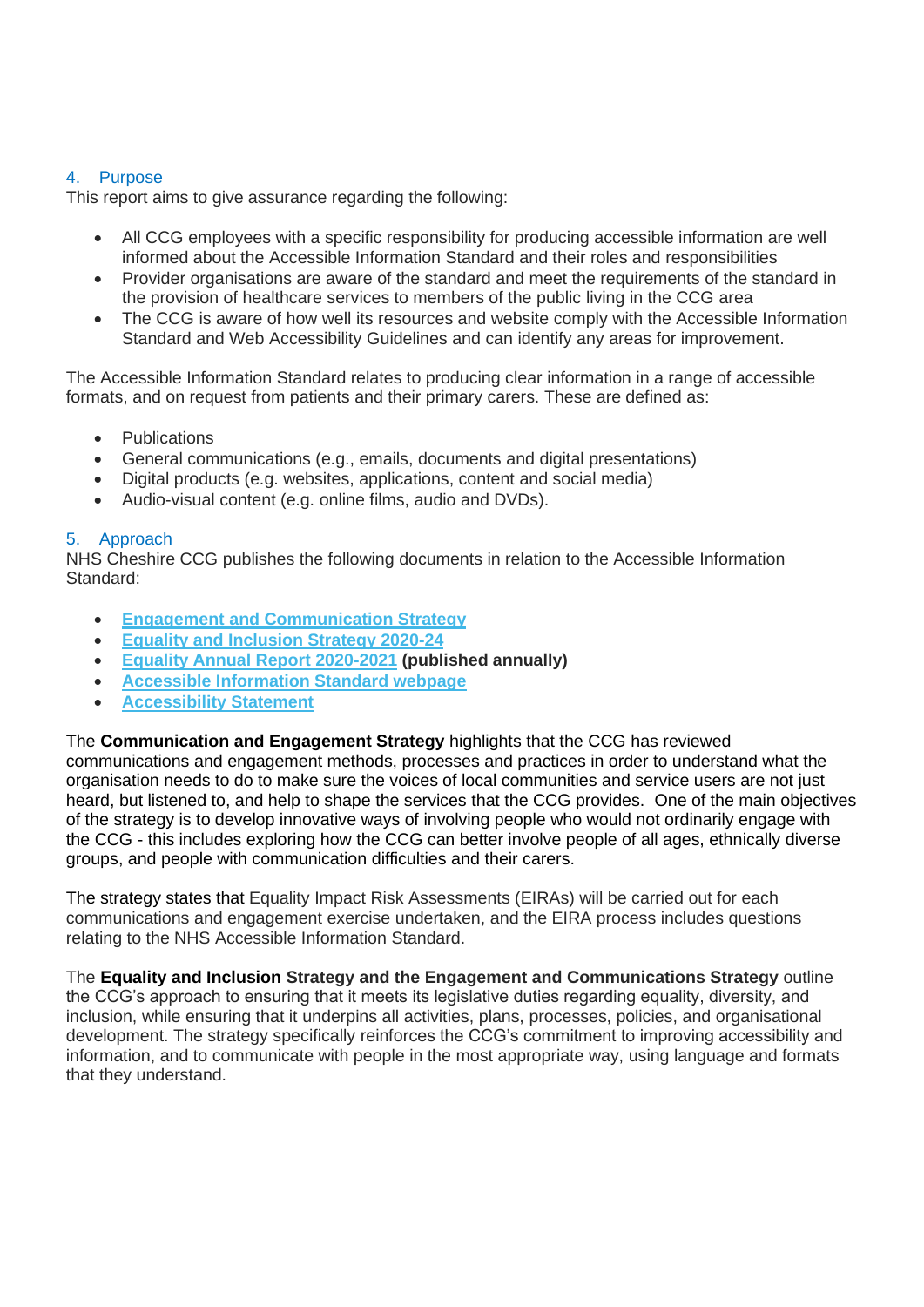## 4. Purpose

This report aims to give assurance regarding the following:

- All CCG employees with a specific responsibility for producing accessible information are well informed about the Accessible Information Standard and their roles and responsibilities
- Provider organisations are aware of the standard and meet the requirements of the standard in the provision of healthcare services to members of the public living in the CCG area
- The CCG is aware of how well its resources and website comply with the Accessible Information Standard and Web Accessibility Guidelines and can identify any areas for improvement.

The Accessible Information Standard relates to producing clear information in a range of accessible formats, and on request from patients and their primary carers. These are defined as:

- Publications
- General communications (e.g., emails, documents and digital presentations)
- Digital products (e.g. websites, applications, content and social media)
- Audio-visual content (e.g. online films, audio and DVDs).

## 5. Approach

NHS Cheshire CCG publishes the following documents in relation to the Accessible Information Standard:

- **Engagement and Communication Strategy**
- **Equality and Inclusion Strategy 2020-24**
- **Equality Annual Report 2020-2021 (published annually)**
- **Accessible Information Standard webpage**
- **Accessibility Statement**

The **Communication and Engagement Strategy** highlights that the CCG has reviewed communications and engagement methods, processes and practices in order to understand what the organisation needs to do to make sure the voices of local communities and service users are not just heard, but listened to, and help to shape the services that the CCG provides. One of the main objectives of the strategy is to develop innovative ways of involving people who would not ordinarily engage with the CCG - this includes exploring how the CCG can better involve people of all ages, ethnically diverse groups, and people with communication difficulties and their carers.

The strategy states that Equality Impact Risk Assessments (EIRAs) will be carried out for each communications and engagement exercise undertaken, and the EIRA process includes questions relating to the NHS Accessible Information Standard.

The **Equality and Inclusion Strategy and the Engagement and Communications Strategy** outline the CCG's approach to ensuring that it meets its legislative duties regarding equality, diversity, and inclusion, while ensuring that it underpins all activities, plans, processes, policies, and organisational development. The strategy specifically reinforces the CCG's commitment to improving accessibility and information, and to communicate with people in the most appropriate way, using language and formats that they understand.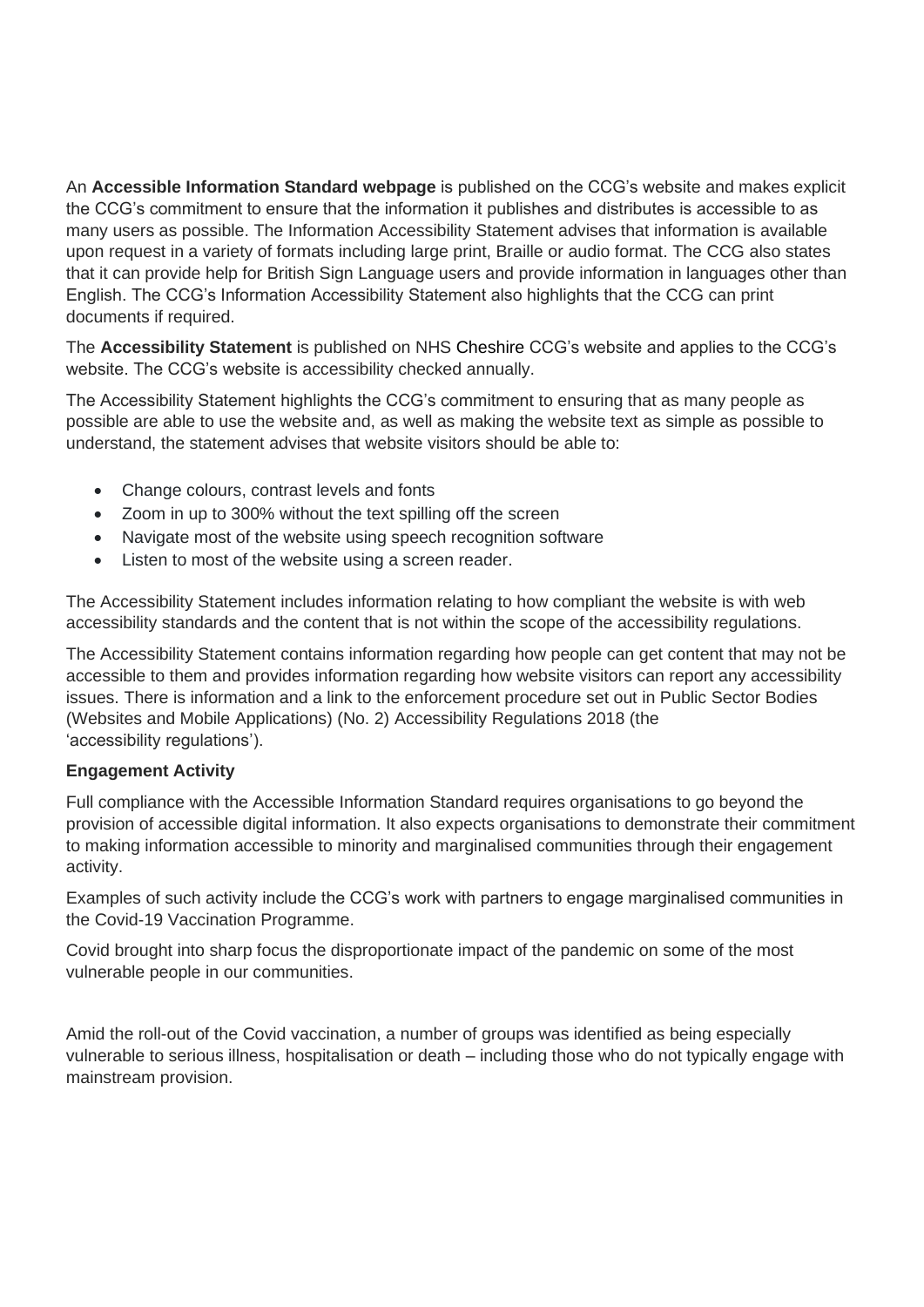An **Accessible Information Standard webpage** is published on the CCG's website and makes explicit the CCG's commitment to ensure that the information it publishes and distributes is accessible to as many users as possible. The Information Accessibility Statement advises that information is available upon request in a variety of formats including large print, Braille or audio format. The CCG also states that it can provide help for British Sign Language users and provide information in languages other than English. The CCG's Information Accessibility Statement also highlights that the CCG can print documents if required.

The **Accessibility Statement** is published on NHS Cheshire CCG's website and applies to the CCG's website. The CCG's website is accessibility checked annually.

The Accessibility Statement highlights the CCG's commitment to ensuring that as many people as possible are able to use the website and, as well as making the website text as simple as possible to understand, the statement advises that website visitors should be able to:

- Change colours, contrast levels and fonts
- Zoom in up to 300% without the text spilling off the screen
- Navigate most of the website using speech recognition software
- Listen to most of the website using a screen reader.

The Accessibility Statement includes information relating to how compliant the website is with web accessibility standards and the content that is not within the scope of the accessibility regulations.

The Accessibility Statement contains information regarding how people can get content that may not be accessible to them and provides information regarding how website visitors can report any accessibility issues. There is information and a link to the enforcement procedure set out in Public Sector Bodies (Websites and Mobile Applications) (No. 2) Accessibility Regulations 2018 (the 'accessibility regulations').

**Engagement Activity**

Full compliance with the Accessible Information Standard requires organisations to go beyond the provision of accessible digital information. It also expects organisations to demonstrate their commitment to making information accessible to minority and marginalised communities through their engagement activity.

Examples of such activity include the CCG's work with partners to engage marginalised communities in the Covid-19 Vaccination Programme.

Covid brought into sharp focus the disproportionate impact of the pandemic on some of the most vulnerable people in our communities.

Amid the roll-out of the Covid vaccination, a number of groups was identified as being especially vulnerable to serious illness, hospitalisation or death – including those who do not typically engage with mainstream provision.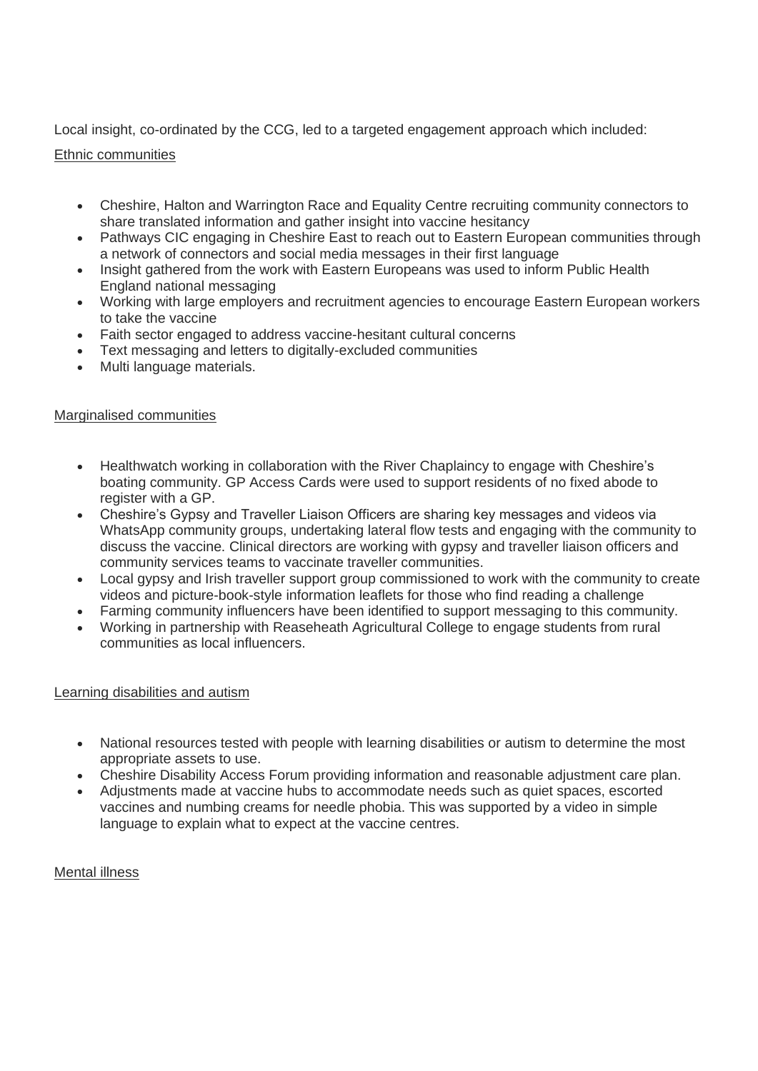Local insight, co-ordinated by the CCG, led to a targeted engagement approach which included:

Ethnic communities

- Cheshire, Halton and Warrington Race and Equality Centre recruiting community connectors to share translated information and gather insight into vaccine hesitancy
- Pathways CIC engaging in Cheshire East to reach out to Eastern European communities through a network of connectors and social media messages in their first language
- Insight gathered from the work with Eastern Europeans was used to inform Public Health England national messaging
- Working with large employers and recruitment agencies to encourage Eastern European workers to take the vaccine
- Faith sector engaged to address vaccine-hesitant cultural concerns
- Text messaging and letters to digitally-excluded communities
- Multi language materials.

Marginalised communities

- Healthwatch working in collaboration with the River Chaplaincy to engage with Cheshire's boating community. GP Access Cards were used to support residents of no fixed abode to register with a GP.
- Cheshire's Gypsy and Traveller Liaison Officers are sharing key messages and videos via WhatsApp community groups, undertaking lateral flow tests and engaging with the community to discuss the vaccine. Clinical directors are working with gypsy and traveller liaison officers and community services teams to vaccinate traveller communities.
- Local gypsy and Irish traveller support group commissioned to work with the community to create videos and picture-book-style information leaflets for those who find reading a challenge
- Farming community influencers have been identified to support messaging to this community.
- Working in partnership with Reaseheath Agricultural College to engage students from rural communities as local influencers.

Learning disabilities and autism

- National resources tested with people with learning disabilities or autism to determine the most appropriate assets to use.
- Cheshire Disability Access Forum providing information and reasonable adjustment care plan.
- Adjustments made at vaccine hubs to accommodate needs such as quiet spaces, escorted vaccines and numbing creams for needle phobia. This was supported by a video in simple language to explain what to expect at the vaccine centres.

Mental illness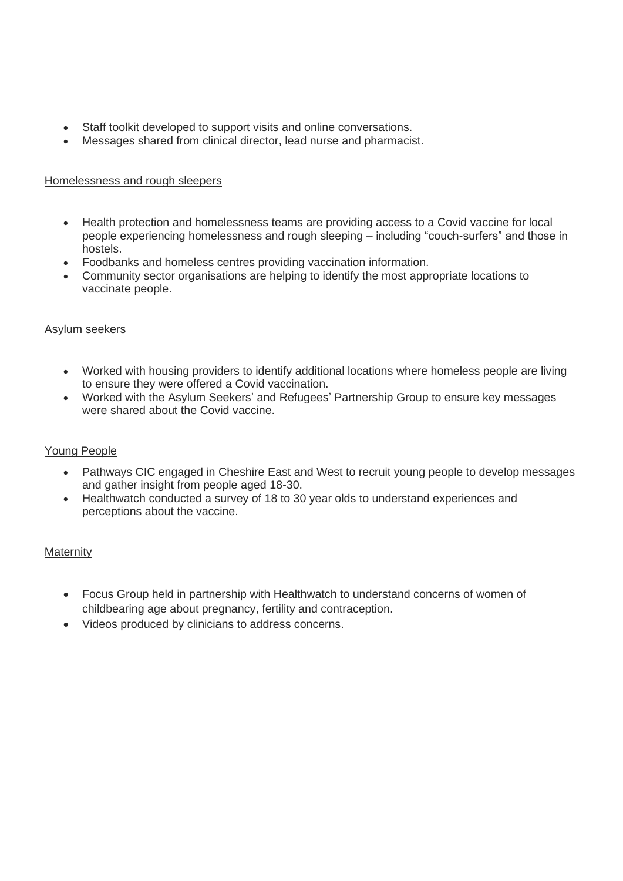- Staff toolkit developed to support visits and online conversations.
- Messages shared from clinical director, lead nurse and pharmacist.

Homelessness and rough sleepers

- Health protection and homelessness teams are providing access to a Covid vaccine for local people experiencing homelessness and rough sleeping – including "couch-surfers" and those in hostels.
- Foodbanks and homeless centres providing vaccination information.
- Community sector organisations are helping to identify the most appropriate locations to vaccinate people.

Asylum seekers

- Worked with housing providers to identify additional locations where homeless people are living to ensure they were offered a Covid vaccination.
- Worked with the Asylum Seekers' and Refugees' Partnership Group to ensure key messages were shared about the Covid vaccine.

Young People

- Pathways CIC engaged in Cheshire East and West to recruit young people to develop messages and gather insight from people aged 18-30.
- Healthwatch conducted a survey of 18 to 30 year olds to understand experiences and perceptions about the vaccine.

Maternity

- Focus Group held in partnership with Healthwatch to understand concerns of women of childbearing age about pregnancy, fertility and contraception.
- Videos produced by clinicians to address concerns.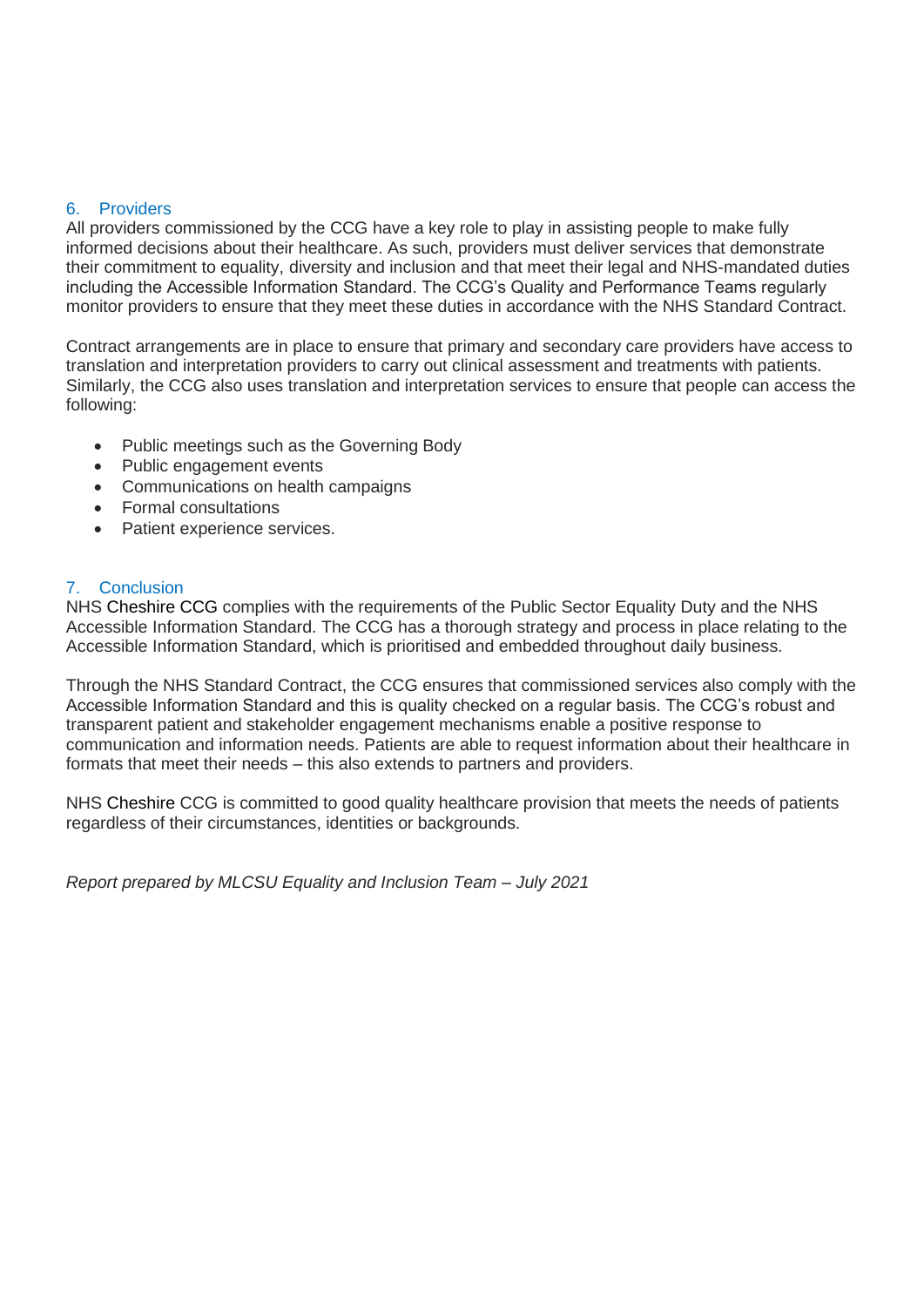## 6. Providers

All providers commissioned by the CCG have a key role to play in assisting people to make fully informed decisions about their healthcare. As such, providers must deliver services that demonstrate their commitment to equality, diversity and inclusion and that meet their legal and NHS-mandated duties including the Accessible Information Standard. The CCG's Quality and Performance Teams regularly monitor providers to ensure that they meet these duties in accordance with the NHS Standard Contract.

Contract arrangements are in place to ensure that primary and secondary care providers have access to translation and interpretation providers to carry out clinical assessment and treatments with patients. Similarly, the CCG also uses translation and interpretation services to ensure that people can access the following:

- Public meetings such as the Governing Body
- Public engagement events
- Communications on health campaigns
- Formal consultations
- Patient experience services.

## 7. Conclusion

NHS Cheshire CCG complies with the requirements of the Public Sector Equality Duty and the NHS Accessible Information Standard. The CCG has a thorough strategy and process in place relating to the Accessible Information Standard, which is prioritised and embedded throughout daily business.

Through the NHS Standard Contract, the CCG ensures that commissioned services also comply with the Accessible Information Standard and this is quality checked on a regular basis. The CCG's robust and transparent patient and stakeholder engagement mechanisms enable a positive response to communication and information needs. Patients are able to request information about their healthcare in formats that meet their needs – this also extends to partners and providers.

NHS Cheshire CCG is committed to good quality healthcare provision that meets the needs of patients regardless of their circumstances, identities or backgrounds.

*Report prepared by MLCSU Equality and Inclusion Team – July 2021*